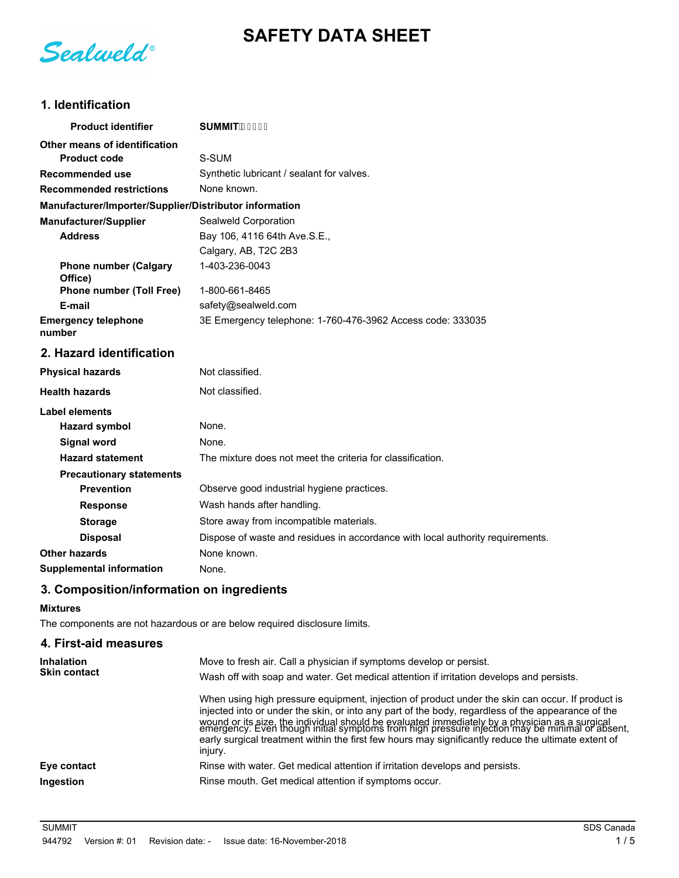# SAFETY DATA SHEET

Sealweld®

## 1. Identification

| | |
|---|---|
| **Product identifier** | **SUMMIT** |
| **Other means of identification** | |
| **Product code** | S-SUM |
| **Recommended use** | Synthetic lubricant / sealant for valves. |
| **Recommended restrictions** | None known. |
| **Manufacturer/Importer/Supplier/Distributor information** | |
| **Manufacturer/Supplier** | Sealweld Corporation |
| **Address** | Bay 106, 4116 64th Ave.S.E., Calgary, AB, T2C 2B3 |
| **Phone number (Calgary Office)** | 1-403-236-0043 |
| **Phone number (Toll Free)** | 1-800-661-8465 |
| **E-mail** | safety@sealweld.com |
| **Emergency telephone number** | 3E Emergency telephone: 1-760-476-3962 Access code: 333035 |

## 2. Hazard identification

| | |
|---|---|
| **Physical hazards** | Not classified. |
| **Health hazards** | Not classified. |
| **Label elements** | |
| **Hazard symbol** | None. |
| **Signal word** | None. |
| **Hazard statement** | The mixture does not meet the criteria for classification. |
| **Precautionary statements** | |
| **Prevention** | Observe good industrial hygiene practices. |
| **Response** | Wash hands after handling. |
| **Storage** | Store away from incompatible materials. |
| **Disposal** | Dispose of waste and residues in accordance with local authority requirements. |
| **Other hazards** | None known. |
| **Supplemental information** | None. |

## 3. Composition/information on ingredients

**Mixtures**

The components are not hazardous or are below required disclosure limits.

## 4. First-aid measures

**Inhalation**
Move to fresh air. Call a physician if symptoms develop or persist.

**Skin contact**
Wash off with soap and water. Get medical attention if irritation develops and persists.

When using high pressure equipment, injection of product under the skin can occur. If product is injected into or under the skin, or into any part of the body, regardless of the appearance of the wound or its size, the individual should be evaluated immediately by a physician as a surgical emergency. Even though initial symptoms from high pressure injection may be minimal or absent, early surgical treatment within the first few hours may significantly reduce the ultimate extent of injury.

**Eye contact**
Rinse with water. Get medical attention if irritation develops and persists.

**Ingestion**
Rinse mouth. Get medical attention if symptoms occur.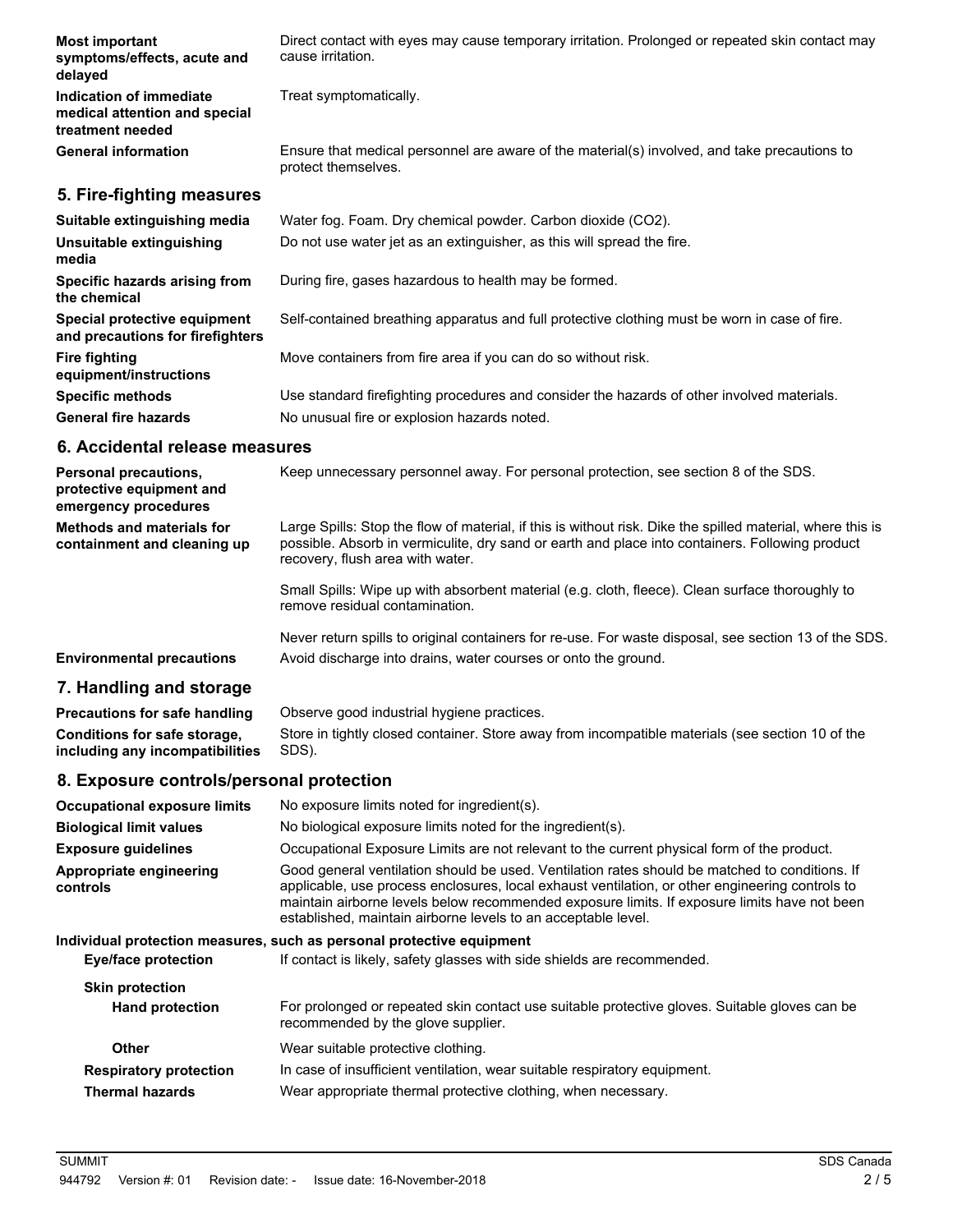**Most important symptoms/effects, acute and delayed**
Direct contact with eyes may cause temporary irritation. Prolonged or repeated skin contact may cause irritation.

**Indication of immediate medical attention and special treatment needed**
Treat symptomatically.

**General information**
Ensure that medical personnel are aware of the material(s) involved, and take precautions to protect themselves.

## 5. Fire-fighting measures

**Suitable extinguishing media**
Water fog. Foam. Dry chemical powder. Carbon dioxide ($CO_2$).

**Unsuitable extinguishing media**
Do not use water jet as an extinguisher, as this will spread the fire.

**Specific hazards arising from the chemical**
During fire, gases hazardous to health may be formed.

**Special protective equipment and precautions for firefighters**
Self-contained breathing apparatus and full protective clothing must be worn in case of fire.

**Fire fighting equipment/instructions**
Move containers from fire area if you can do so without risk.

**Specific methods**
Use standard firefighting procedures and consider the hazards of other involved materials.

**General fire hazards**
No unusual fire or explosion hazards noted.

## 6. Accidental release measures

**Personal precautions, protective equipment and emergency procedures**
Keep unnecessary personnel away. For personal protection, see section 8 of the SDS.

**Methods and materials for containment and cleaning up**
Large Spills: Stop the flow of material, if this is without risk. Dike the spilled material, where this is possible. Absorb in vermiculite, dry sand or earth and place into containers. Following product recovery, flush area with water.

Small Spills: Wipe up with absorbent material (e.g. cloth, fleece). Clean surface thoroughly to remove residual contamination.

Never return spills to original containers for re-use. For waste disposal, see section 13 of the SDS.

**Environmental precautions**
Avoid discharge into drains, water courses or onto the ground.

## 7. Handling and storage

**Precautions for safe handling**
Observe good industrial hygiene practices.

**Conditions for safe storage, including any incompatibilities**
Store in tightly closed container. Store away from incompatible materials (see section 10 of the SDS).

## 8. Exposure controls/personal protection

**Occupational exposure limits**
No exposure limits noted for ingredient(s).

**Biological limit values**
No biological exposure limits noted for the ingredient(s).

**Exposure guidelines**
Occupational Exposure Limits are not relevant to the current physical form of the product.

**Appropriate engineering controls**
Good general ventilation should be used. Ventilation rates should be matched to conditions. If applicable, use process enclosures, local exhaust ventilation, or other engineering controls to maintain airborne levels below recommended exposure limits. If exposure limits have not been established, maintain airborne levels to an acceptable level.

**Individual protection measures, such as personal protective equipment**

**Eye/face protection**
If contact is likely, safety glasses with side shields are recommended.

**Skin protection**

**Hand protection**
For prolonged or repeated skin contact use suitable protective gloves. Suitable gloves can be recommended by the glove supplier.

**Other**
Wear suitable protective clothing.

**Respiratory protection**
In case of insufficient ventilation, wear suitable respiratory equipment.

**Thermal hazards**
Wear appropriate thermal protective clothing, when necessary.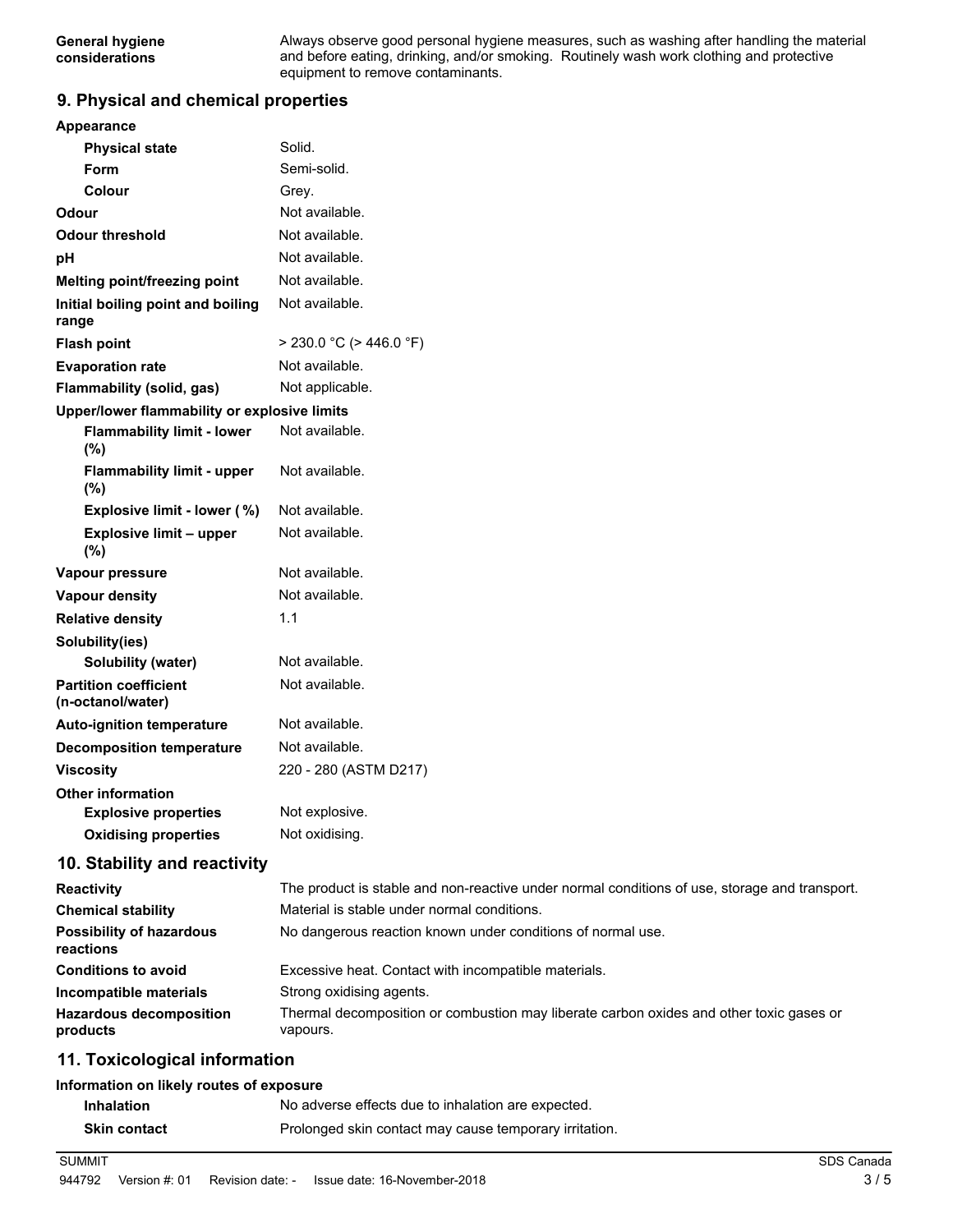| | |
|---|---|
| **General hygiene considerations** | Always observe good personal hygiene measures, such as washing after handling the material and before eating, drinking, and/or smoking. Routinely wash work clothing and protective equipment to remove contaminants. |

## 9. Physical and chemical properties

| | |
|---|---|
| **Appearance** | |
| **Physical state** | Solid. |
| **Form** | Semi-solid. |
| **Colour** | Grey. |
| **Odour** | Not available. |
| **Odour threshold** | Not available. |
| **pH** | Not available. |
| **Melting point/freezing point** | Not available. |
| **Initial boiling point and boiling range** | Not available. |
| **Flash point** | > 230.0 °C (> 446.0 °F) |
| **Evaporation rate** | Not available. |
| **Flammability (solid, gas)** | Not applicable. |
| **Upper/lower flammability or explosive limits** | |
| **Flammability limit - lower (%)** | Not available. |
| **Flammability limit - upper (%)** | Not available. |
| **Explosive limit - lower (%)** | Not available. |
| **Explosive limit – upper (%)** | Not available. |
| **Vapour pressure** | Not available. |
| **Vapour density** | Not available. |
| **Relative density** | 1.1 |
| **Solubility(ies)** | |
| **Solubility (water)** | Not available. |
| **Partition coefficient (n-octanol/water)** | Not available. |
| **Auto-ignition temperature** | Not available. |
| **Decomposition temperature** | Not available. |
| **Viscosity** | 220 - 280 (ASTM D217) |
| **Other information** | |
| **Explosive properties** | Not explosive. |
| **Oxidising properties** | Not oxidising. |

## 10. Stability and reactivity

| | |
|---|---|
| **Reactivity** | The product is stable and non-reactive under normal conditions of use, storage and transport. |
| **Chemical stability** | Material is stable under normal conditions. |
| **Possibility of hazardous reactions** | No dangerous reaction known under conditions of normal use. |
| **Conditions to avoid** | Excessive heat. Contact with incompatible materials. |
| **Incompatible materials** | Strong oxidising agents. |
| **Hazardous decomposition products** | Thermal decomposition or combustion may liberate carbon oxides and other toxic gases or vapours. |

## 11. Toxicological information

**Information on likely routes of exposure**

| | |
|---|---|
| **Inhalation** | No adverse effects due to inhalation are expected. |
| **Skin contact** | Prolonged skin contact may cause temporary irritation. |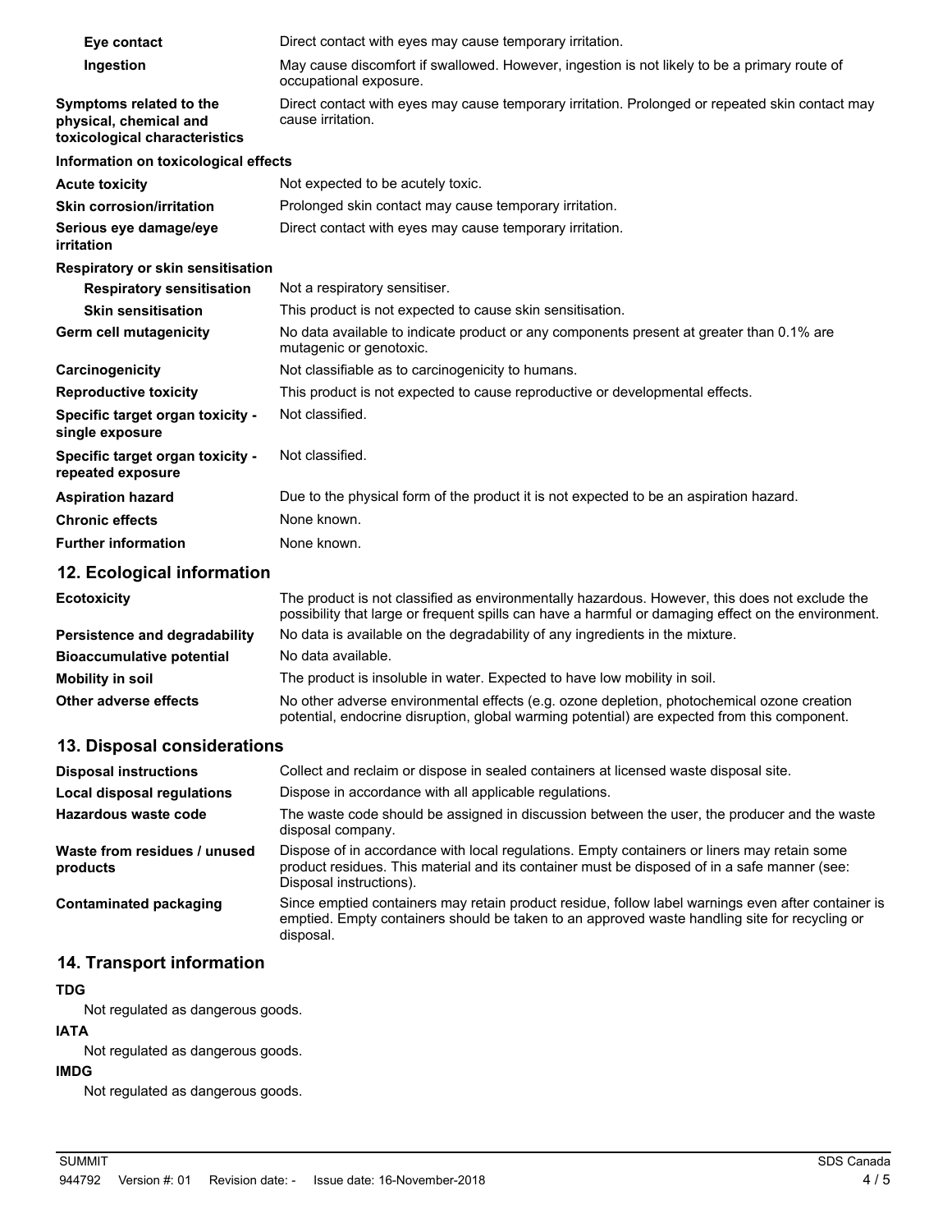| | |
|---|---|
| **Eye contact** | Direct contact with eyes may cause temporary irritation. |
| **Ingestion** | May cause discomfort if swallowed. However, ingestion is not likely to be a primary route of occupational exposure. |
| **Symptoms related to the physical, chemical and toxicological characteristics** | Direct contact with eyes may cause temporary irritation. Prolonged or repeated skin contact may cause irritation. |

**Information on toxicological effects**

| | |
|---|---|
| **Acute toxicity** | Not expected to be acutely toxic. |
| **Skin corrosion/irritation** | Prolonged skin contact may cause temporary irritation. |
| **Serious eye damage/eye irritation** | Direct contact with eyes may cause temporary irritation. |
| **Respiratory or skin sensitisation** | |
| **Respiratory sensitisation** | Not a respiratory sensitiser. |
| **Skin sensitisation** | This product is not expected to cause skin sensitisation. |
| **Germ cell mutagenicity** | No data available to indicate product or any components present at greater than 0.1% are mutagenic or genotoxic. |
| **Carcinogenicity** | Not classifiable as to carcinogenicity to humans. |
| **Reproductive toxicity** | This product is not expected to cause reproductive or developmental effects. |
| **Specific target organ toxicity - single exposure** | Not classified. |
| **Specific target organ toxicity - repeated exposure** | Not classified. |
| **Aspiration hazard** | Due to the physical form of the product it is not expected to be an aspiration hazard. |
| **Chronic effects** | None known. |
| **Further information** | None known. |

## 12. Ecological information

| | |
|---|---|
| **Ecotoxicity** | The product is not classified as environmentally hazardous. However, this does not exclude the possibility that large or frequent spills can have a harmful or damaging effect on the environment. |
| **Persistence and degradability** | No data is available on the degradability of any ingredients in the mixture. |
| **Bioaccumulative potential** | No data available. |
| **Mobility in soil** | The product is insoluble in water. Expected to have low mobility in soil. |
| **Other adverse effects** | No other adverse environmental effects (e.g. ozone depletion, photochemical ozone creation potential, endocrine disruption, global warming potential) are expected from this component. |

## 13. Disposal considerations

| | |
|---|---|
| **Disposal instructions** | Collect and reclaim or dispose in sealed containers at licensed waste disposal site. |
| **Local disposal regulations** | Dispose in accordance with all applicable regulations. |
| **Hazardous waste code** | The waste code should be assigned in discussion between the user, the producer and the waste disposal company. |
| **Waste from residues / unused products** | Dispose of in accordance with local regulations. Empty containers or liners may retain some product residues. This material and its container must be disposed of in a safe manner (see: Disposal instructions). |
| **Contaminated packaging** | Since emptied containers may retain product residue, follow label warnings even after container is emptied. Empty containers should be taken to an approved waste handling site for recycling or disposal. |

## 14. Transport information

**TDG**

Not regulated as dangerous goods.

**IATA**

Not regulated as dangerous goods.

**IMDG**

Not regulated as dangerous goods.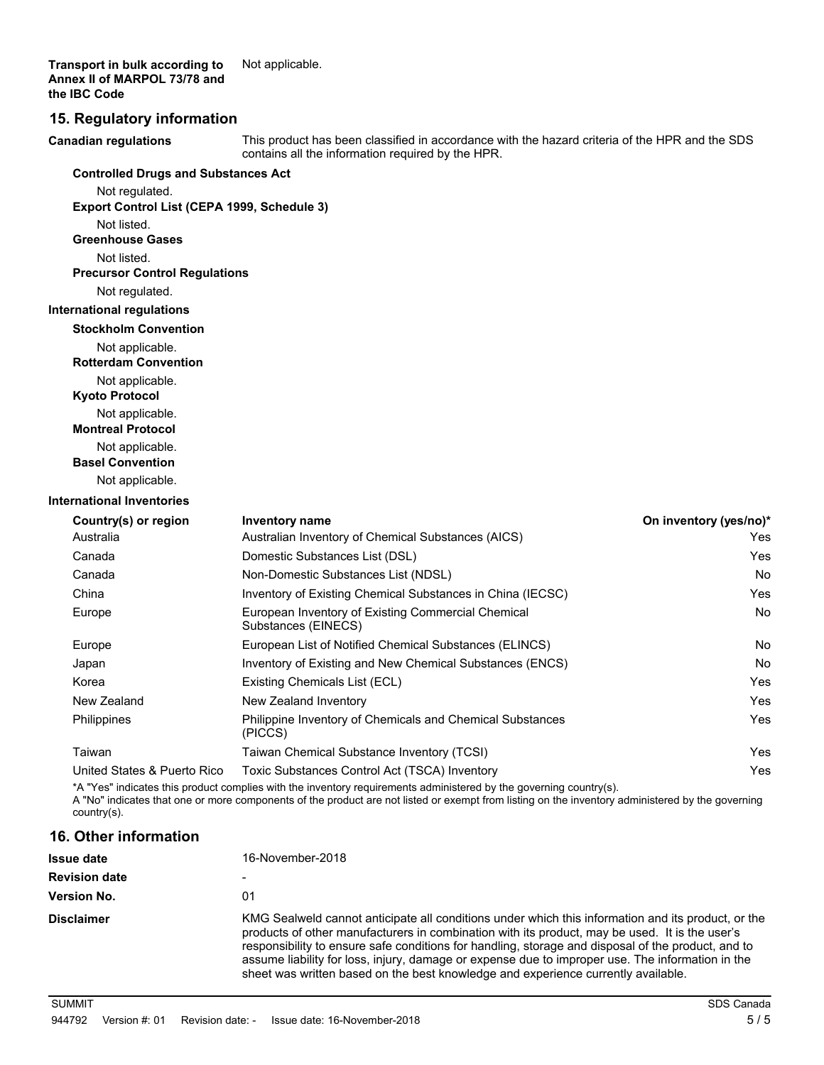**Transport in bulk according to Annex II of MARPOL 73/78 and the IBC Code** Not applicable.

## 15. Regulatory information

**Canadian regulations** This product has been classified in accordance with the hazard criteria of the HPR and the SDS contains all the information required by the HPR.

**Controlled Drugs and Substances Act**

Not regulated.

**Export Control List (CEPA 1999, Schedule 3)**

Not listed.

**Greenhouse Gases**

Not listed.

**Precursor Control Regulations**

Not regulated.

**International regulations**

**Stockholm Convention**

Not applicable.

**Rotterdam Convention**

Not applicable.

**Kyoto Protocol**

Not applicable.

**Montreal Protocol**

Not applicable.

**Basel Convention**

Not applicable.

**International Inventories**

| Country(s) or region | Inventory name | On inventory (yes/no)* |
|---|---|---|
| Australia | Australian Inventory of Chemical Substances (AICS) | Yes |
| Canada | Domestic Substances List (DSL) | Yes |
| Canada | Non-Domestic Substances List (NDSL) | No |
| China | Inventory of Existing Chemical Substances in China (IECSC) | Yes |
| Europe | European Inventory of Existing Commercial Chemical Substances (EINECS) | No |
| Europe | European List of Notified Chemical Substances (ELINCS) | No |
| Japan | Inventory of Existing and New Chemical Substances (ENCS) | No |
| Korea | Existing Chemicals List (ECL) | Yes |
| New Zealand | New Zealand Inventory | Yes |
| Philippines | Philippine Inventory of Chemicals and Chemical Substances (PICCS) | Yes |
| Taiwan | Taiwan Chemical Substance Inventory (TCSI) | Yes |
| United States & Puerto Rico | Toxic Substances Control Act (TSCA) Inventory | Yes |

*A "Yes" indicates this product complies with the inventory requirements administered by the governing country(s).
A "No" indicates that one or more components of the product are not listed or exempt from listing on the inventory administered by the governing country(s).

## 16. Other information

**Issue date** 16-November-2018

**Revision date** -

**Version No.** 01

**Disclaimer** KMG Sealweld cannot anticipate all conditions under which this information and its product, or the products of other manufacturers in combination with its product, may be used. It is the user's responsibility to ensure safe conditions for handling, storage and disposal of the product, and to assume liability for loss, injury, damage or expense due to improper use. The information in the sheet was written based on the best knowledge and experience currently available.